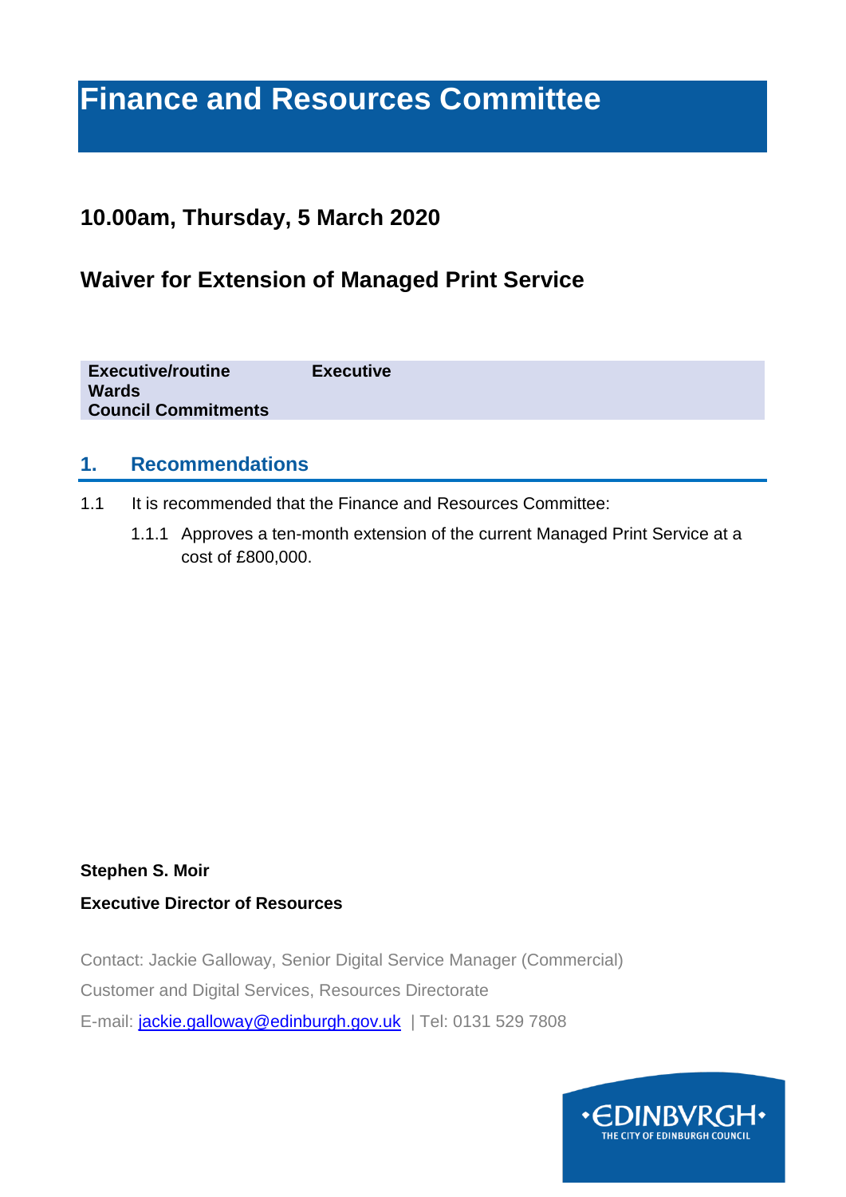# Finance and Resources Committee

## 10.00am, Thursday, 5 March 2020

## Waiver for Extension of Managed Print Service

| | |
|---|---|
| **Executive/routine** | **Executive** |
| **Wards** | |
| **Council Commitments** | |

## 1. Recommendations

1.1 It is recommended that the Finance and Resources Committee:

1.1.1 Approves a ten-month extension of the current Managed Print Service at a cost of £800,000.

**Stephen S. Moir**

**Executive Director of Resources**

Contact: Jackie Galloway, Senior Digital Service Manager (Commercial)

Customer and Digital Services, Resources Directorate

E-mail: jackie.galloway@edinburgh.gov.uk | Tel: 0131 529 7808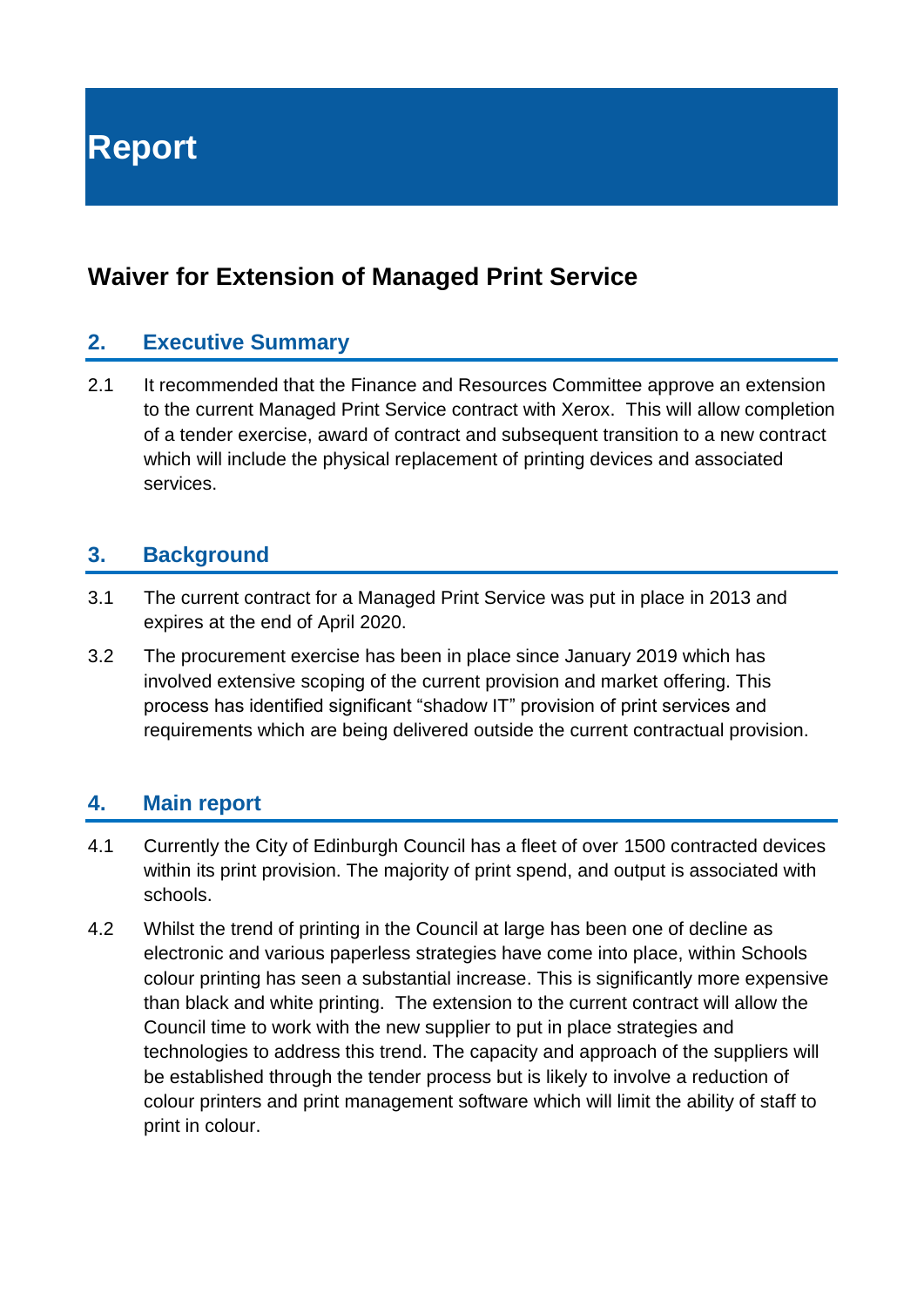# Report

## Waiver for Extension of Managed Print Service

### 2. Executive Summary

2.1 It recommended that the Finance and Resources Committee approve an extension to the current Managed Print Service contract with Xerox. This will allow completion of a tender exercise, award of contract and subsequent transition to a new contract which will include the physical replacement of printing devices and associated services.

### 3. Background

3.1 The current contract for a Managed Print Service was put in place in 2013 and expires at the end of April 2020.

3.2 The procurement exercise has been in place since January 2019 which has involved extensive scoping of the current provision and market offering. This process has identified significant "shadow IT" provision of print services and requirements which are being delivered outside the current contractual provision.

### 4. Main report

4.1 Currently the City of Edinburgh Council has a fleet of over 1500 contracted devices within its print provision. The majority of print spend, and output is associated with schools.

4.2 Whilst the trend of printing in the Council at large has been one of decline as electronic and various paperless strategies have come into place, within Schools colour printing has seen a substantial increase. This is significantly more expensive than black and white printing. The extension to the current contract will allow the Council time to work with the new supplier to put in place strategies and technologies to address this trend. The capacity and approach of the suppliers will be established through the tender process but is likely to involve a reduction of colour printers and print management software which will limit the ability of staff to print in colour.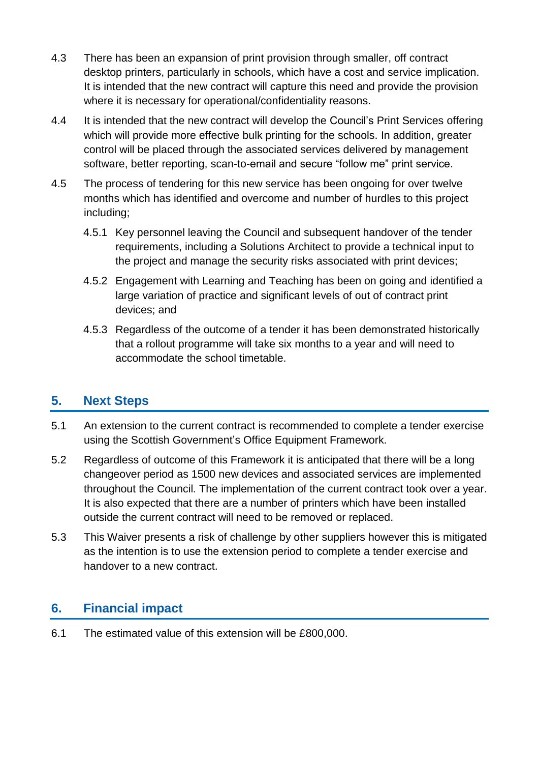4.3 There has been an expansion of print provision through smaller, off contract desktop printers, particularly in schools, which have a cost and service implication. It is intended that the new contract will capture this need and provide the provision where it is necessary for operational/confidentiality reasons.

4.4 It is intended that the new contract will develop the Council's Print Services offering which will provide more effective bulk printing for the schools. In addition, greater control will be placed through the associated services delivered by management software, better reporting, scan-to-email and secure "follow me" print service.

4.5 The process of tendering for this new service has been ongoing for over twelve months which has identified and overcome and number of hurdles to this project including;

4.5.1 Key personnel leaving the Council and subsequent handover of the tender requirements, including a Solutions Architect to provide a technical input to the project and manage the security risks associated with print devices;

4.5.2 Engagement with Learning and Teaching has been on going and identified a large variation of practice and significant levels of out of contract print devices; and

4.5.3 Regardless of the outcome of a tender it has been demonstrated historically that a rollout programme will take six months to a year and will need to accommodate the school timetable.

## 5. Next Steps

5.1 An extension to the current contract is recommended to complete a tender exercise using the Scottish Government's Office Equipment Framework.

5.2 Regardless of outcome of this Framework it is anticipated that there will be a long changeover period as 1500 new devices and associated services are implemented throughout the Council. The implementation of the current contract took over a year. It is also expected that there are a number of printers which have been installed outside the current contract will need to be removed or replaced.

5.3 This Waiver presents a risk of challenge by other suppliers however this is mitigated as the intention is to use the extension period to complete a tender exercise and handover to a new contract.

## 6. Financial impact

6.1 The estimated value of this extension will be £800,000.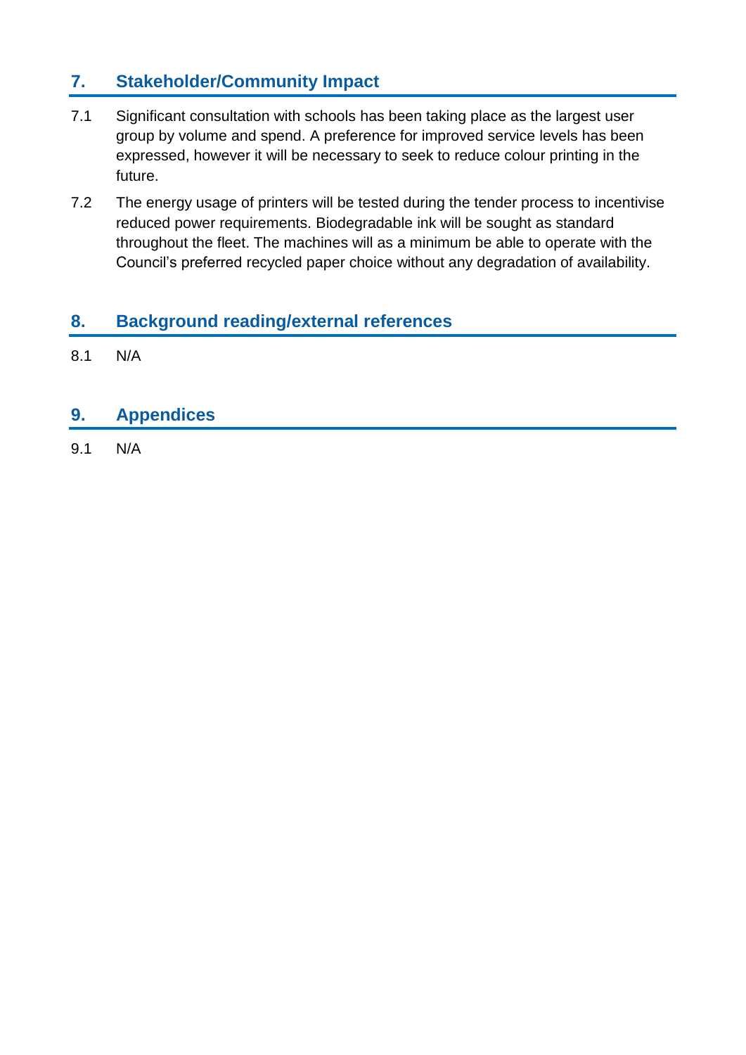## 7. Stakeholder/Community Impact

7.1 Significant consultation with schools has been taking place as the largest user group by volume and spend. A preference for improved service levels has been expressed, however it will be necessary to seek to reduce colour printing in the future.

7.2 The energy usage of printers will be tested during the tender process to incentivise reduced power requirements. Biodegradable ink will be sought as standard throughout the fleet. The machines will as a minimum be able to operate with the Council's preferred recycled paper choice without any degradation of availability.

## 8. Background reading/external references

8.1 N/A

## 9. Appendices

9.1 N/A